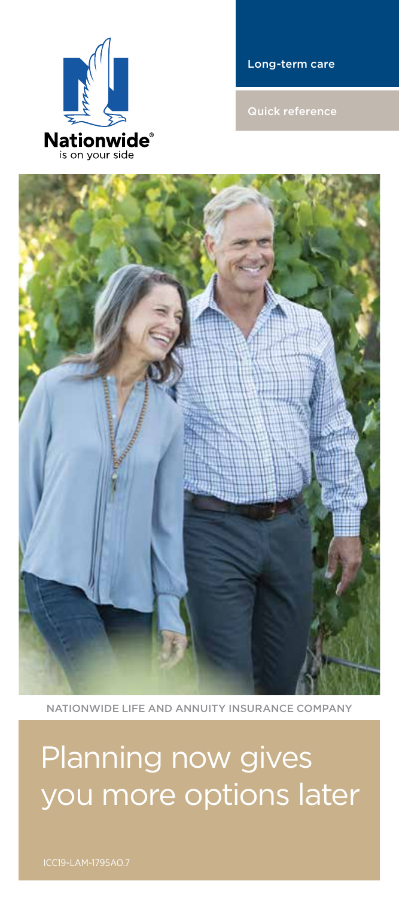Nationwide®
is on your side

Long-term care

Quick reference

NATIONWIDE LIFE AND ANNUITY INSURANCE COMPANY

# Planning now gives you more options later

ICC19-LAM-1795AO.7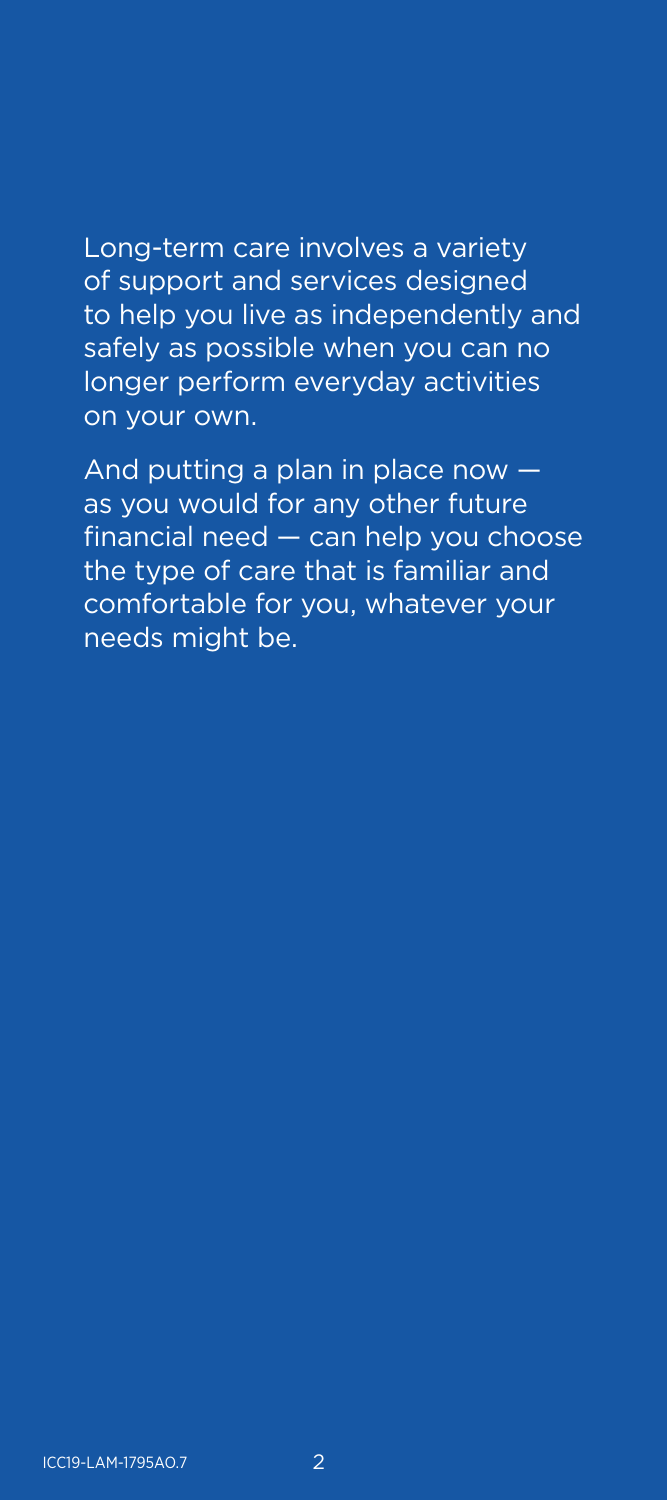Long-term care involves a variety of support and services designed to help you live as independently and safely as possible when you can no longer perform everyday activities on your own.

And putting a plan in place now — as you would for any other future financial need — can help you choose the type of care that is familiar and comfortable for you, whatever your needs might be.

ICC19-LAM-1795AO.7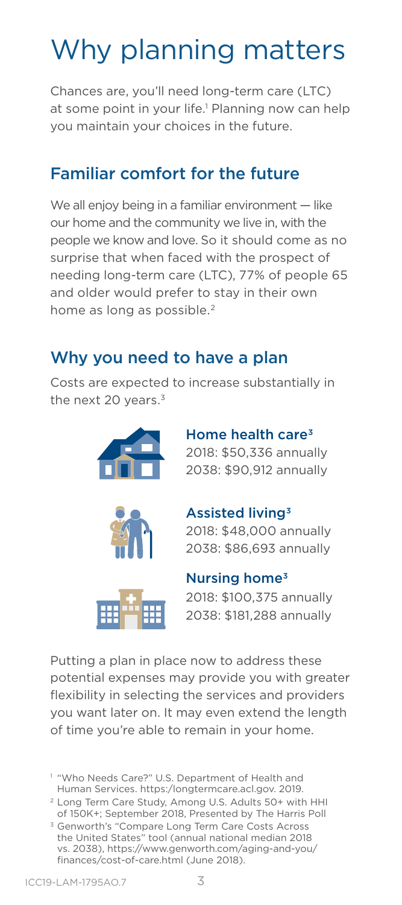# Why planning matters

Chances are, you'll need long-term care (LTC) at some point in your life.[1] Planning now can help you maintain your choices in the future.

## Familiar comfort for the future

We all enjoy being in a familiar environment — like our home and the community we live in, with the people we know and love. So it should come as no surprise that when faced with the prospect of needing long-term care (LTC), 77% of people 65 and older would prefer to stay in their own home as long as possible.[2]

## Why you need to have a plan

Costs are expected to increase substantially in the next 20 years.[3]

**Home health care[3]**
2018: $50,336 annually
2038: $90,912 annually

**Assisted living[3]**
2018: $48,000 annually
2038: $86,693 annually

**Nursing home[3]**
2018: $100,375 annually
2038: $181,288 annually

Putting a plan in place now to address these potential expenses may provide you with greater flexibility in selecting the services and providers you want later on. It may even extend the length of time you're able to remain in your home.

[1] "Who Needs Care?" U.S. Department of Health and Human Services. https:/longtermcare.acl.gov. 2019.

[2] Long Term Care Study, Among U.S. Adults 50+ with HHI of 150K+; September 2018, Presented by The Harris Poll

[3] Genworth's "Compare Long Term Care Costs Across the United States" tool (annual national median 2018 vs. 2038), https://www.genworth.com/aging-and-you/finances/cost-of-care.html (June 2018).

ICC19-LAM-1795AO.7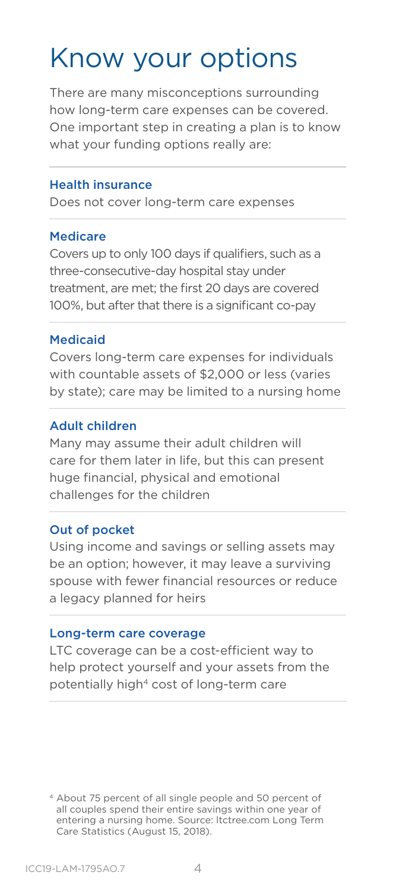# Know your options

There are many misconceptions surrounding how long-term care expenses can be covered. One important step in creating a plan is to know what your funding options really are:

### Health insurance

Does not cover long-term care expenses

### Medicare

Covers up to only 100 days if qualifiers, such as a three-consecutive-day hospital stay under treatment, are met; the first 20 days are covered 100%, but after that there is a significant co-pay

### Medicaid

Covers long-term care expenses for individuals with countable assets of $2,000 or less (varies by state); care may be limited to a nursing home

### Adult children

Many may assume their adult children will care for them later in life, but this can present huge financial, physical and emotional challenges for the children

### Out of pocket

Using income and savings or selling assets may be an option; however, it may leave a surviving spouse with fewer financial resources or reduce a legacy planned for heirs

### Long-term care coverage

LTC coverage can be a cost-efficient way to help protect yourself and your assets from the potentially high[4] cost of long-term care

[4] About 75 percent of all single people and 50 percent of all couples spend their entire savings within one year of entering a nursing home. Source: ltctree.com Long Term Care Statistics (August 15, 2018).

ICC19-LAM-1795AO.7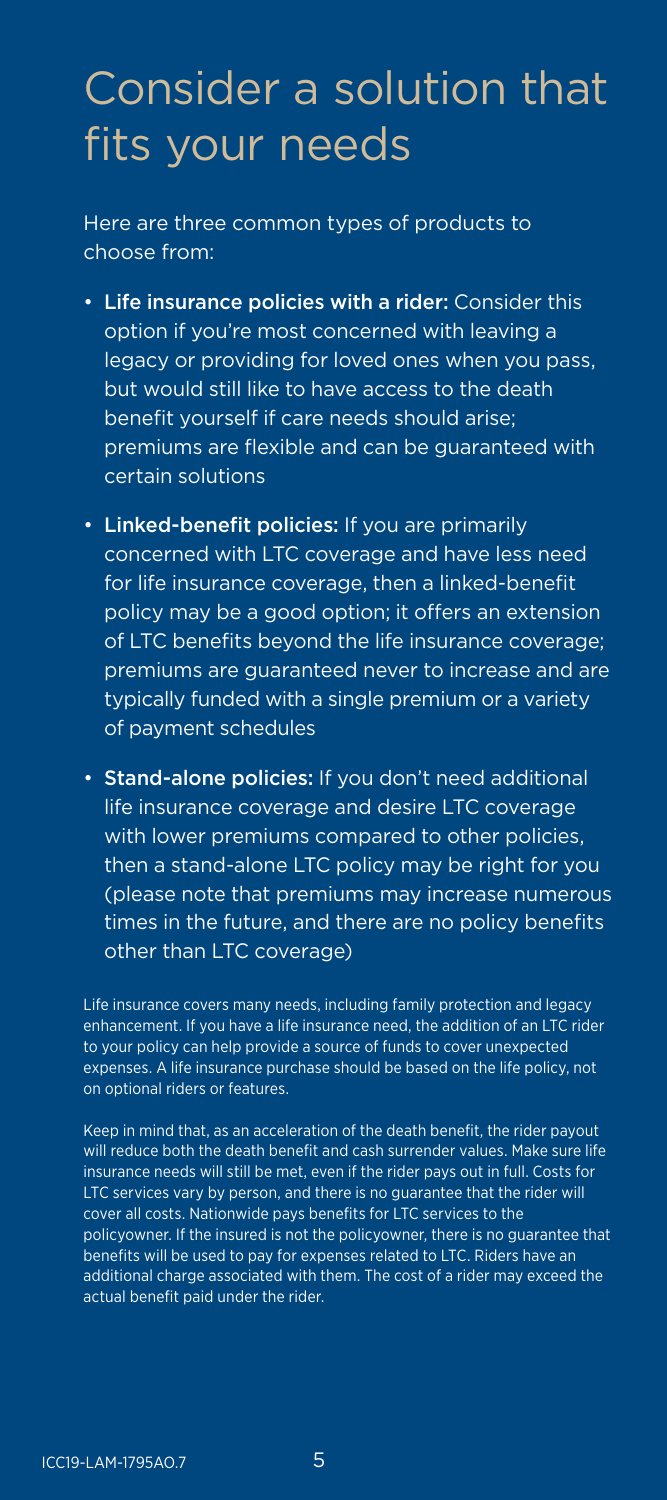# Consider a solution that fits your needs

Here are three common types of products to choose from:

- **Life insurance policies with a rider:** Consider this option if you're most concerned with leaving a legacy or providing for loved ones when you pass, but would still like to have access to the death benefit yourself if care needs should arise; premiums are flexible and can be guaranteed with certain solutions
- **Linked-benefit policies:** If you are primarily concerned with LTC coverage and have less need for life insurance coverage, then a linked-benefit policy may be a good option; it offers an extension of LTC benefits beyond the life insurance coverage; premiums are guaranteed never to increase and are typically funded with a single premium or a variety of payment schedules
- **Stand-alone policies:** If you don't need additional life insurance coverage and desire LTC coverage with lower premiums compared to other policies, then a stand-alone LTC policy may be right for you (please note that premiums may increase numerous times in the future, and there are no policy benefits other than LTC coverage)

Life insurance covers many needs, including family protection and legacy enhancement. If you have a life insurance need, the addition of an LTC rider to your policy can help provide a source of funds to cover unexpected expenses. A life insurance purchase should be based on the life policy, not on optional riders or features.

Keep in mind that, as an acceleration of the death benefit, the rider payout will reduce both the death benefit and cash surrender values. Make sure life insurance needs will still be met, even if the rider pays out in full. Costs for LTC services vary by person, and there is no guarantee that the rider will cover all costs. Nationwide pays benefits for LTC services to the policyowner. If the insured is not the policyowner, there is no guarantee that benefits will be used to pay for expenses related to LTC. Riders have an additional charge associated with them. The cost of a rider may exceed the actual benefit paid under the rider.

ICC19-LAM-1795AO.7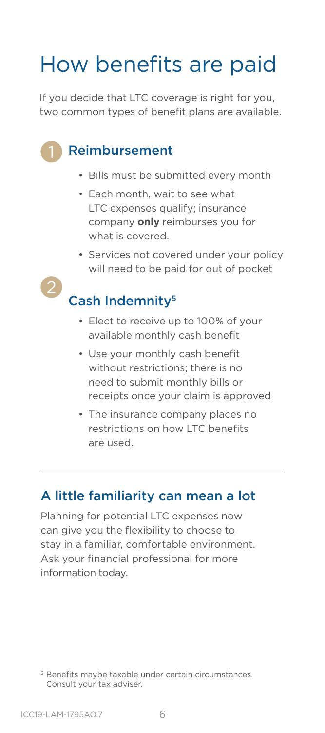# How benefits are paid

If you decide that LTC coverage is right for you, two common types of benefit plans are available.

## 1 Reimbursement

- Bills must be submitted every month
- Each month, wait to see what LTC expenses qualify; insurance company **only** reimburses you for what is covered.
- Services not covered under your policy will need to be paid for out of pocket

## 2 Cash Indemnity[5]

- Elect to receive up to 100% of your available monthly cash benefit
- Use your monthly cash benefit without restrictions; there is no need to submit monthly bills or receipts once your claim is approved
- The insurance company places no restrictions on how LTC benefits are used.

---

## A little familiarity can mean a lot

Planning for potential LTC expenses now can give you the flexibility to choose to stay in a familiar, comfortable environment. Ask your financial professional for more information today.

[5] Benefits maybe taxable under certain circumstances. Consult your tax adviser.

ICC19-LAM-1795AO.7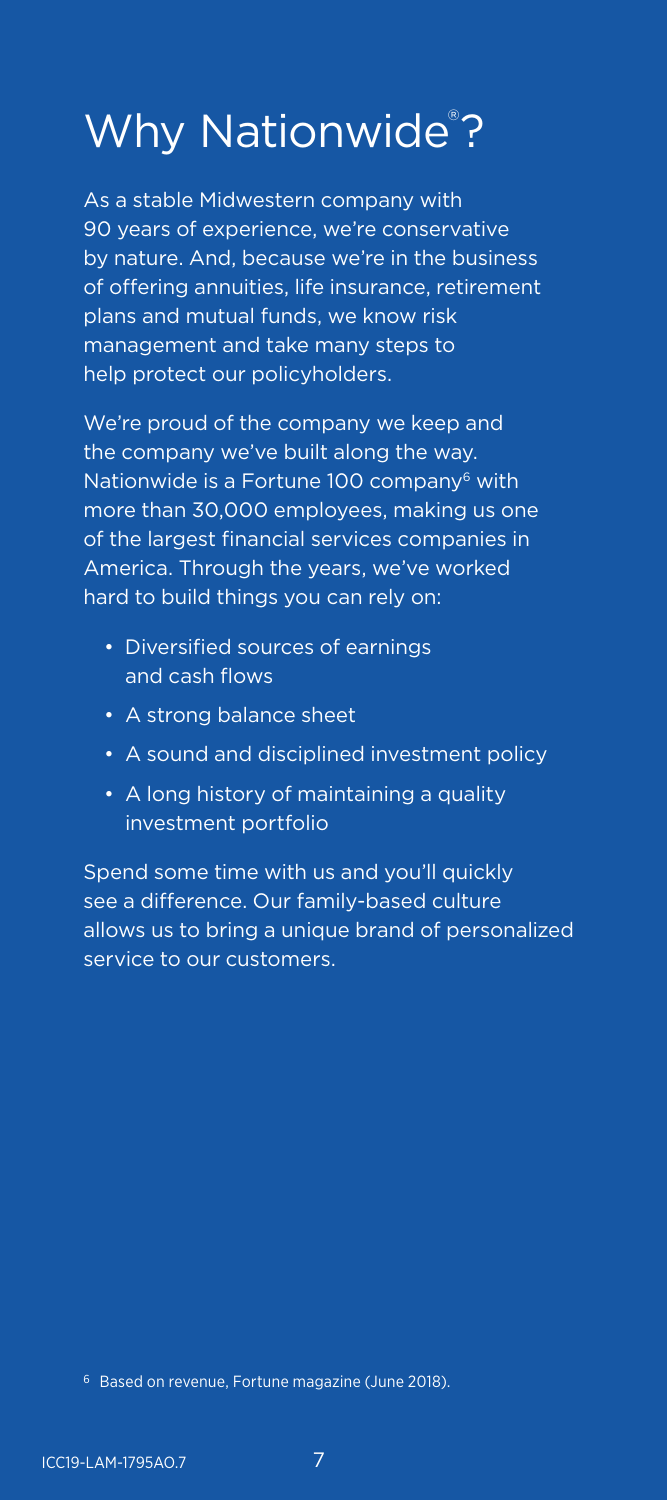# Why Nationwide®?

As a stable Midwestern company with 90 years of experience, we're conservative by nature. And, because we're in the business of offering annuities, life insurance, retirement plans and mutual funds, we know risk management and take many steps to help protect our policyholders.

We're proud of the company we keep and the company we've built along the way. Nationwide is a Fortune 100 company[6] with more than 30,000 employees, making us one of the largest financial services companies in America. Through the years, we've worked hard to build things you can rely on:

- Diversified sources of earnings and cash flows
- A strong balance sheet
- A sound and disciplined investment policy
- A long history of maintaining a quality investment portfolio

Spend some time with us and you'll quickly see a difference. Our family-based culture allows us to bring a unique brand of personalized service to our customers.

[6] Based on revenue, Fortune magazine (June 2018).

ICC19-LAM-1795AO.7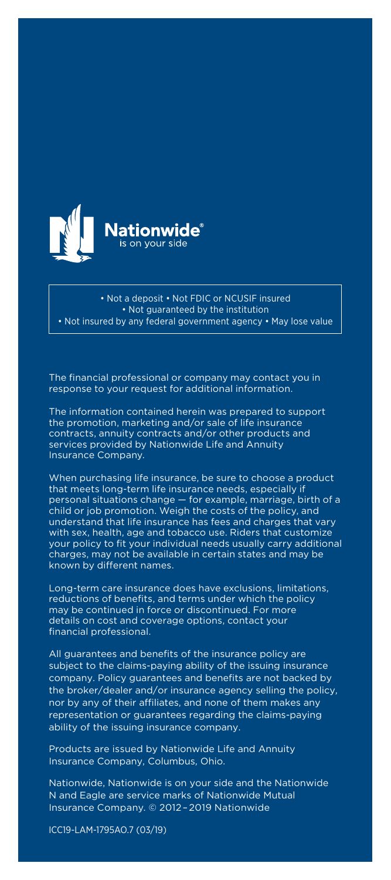Nationwide®
is on your side

• Not a deposit • Not FDIC or NCUSIF insured
• Not guaranteed by the institution
• Not insured by any federal government agency • May lose value

The financial professional or company may contact you in response to your request for additional information.

The information contained herein was prepared to support the promotion, marketing and/or sale of life insurance contracts, annuity contracts and/or other products and services provided by Nationwide Life and Annuity Insurance Company.

When purchasing life insurance, be sure to choose a product that meets long-term life insurance needs, especially if personal situations change — for example, marriage, birth of a child or job promotion. Weigh the costs of the policy, and understand that life insurance has fees and charges that vary with sex, health, age and tobacco use. Riders that customize your policy to fit your individual needs usually carry additional charges, may not be available in certain states and may be known by different names.

Long-term care insurance does have exclusions, limitations, reductions of benefits, and terms under which the policy may be continued in force or discontinued. For more details on cost and coverage options, contact your financial professional.

All guarantees and benefits of the insurance policy are subject to the claims-paying ability of the issuing insurance company. Policy guarantees and benefits are not backed by the broker/dealer and/or insurance agency selling the policy, nor by any of their affiliates, and none of them makes any representation or guarantees regarding the claims-paying ability of the issuing insurance company.

Products are issued by Nationwide Life and Annuity Insurance Company, Columbus, Ohio.

Nationwide, Nationwide is on your side and the Nationwide N and Eagle are service marks of Nationwide Mutual Insurance Company. © 2012 – 2019 Nationwide

ICC19-LAM-1795AO.7 (03/19)